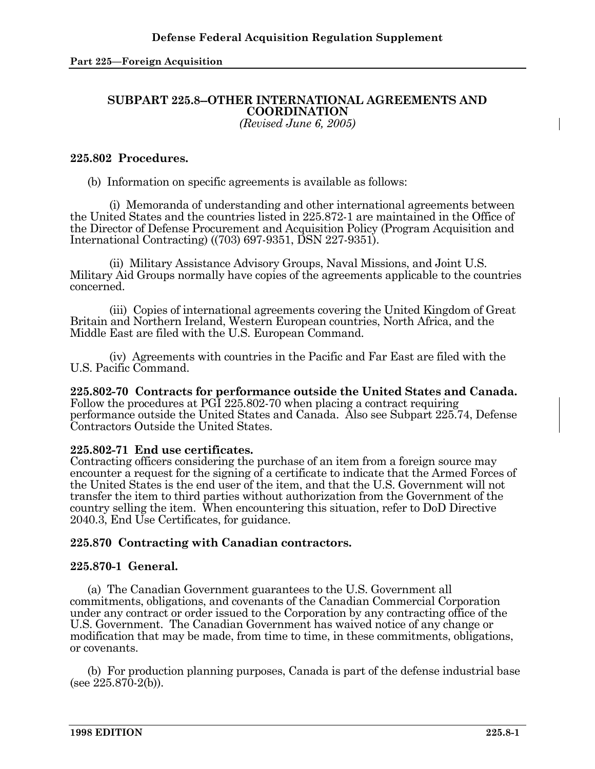## SUBPART 225.8--OTHER INTERNATIONAL AGREEMENTS AND COORDINATION

*(Revised June 6, 2005)*

### 225.802 Procedures.

(b) Information on specific agreements is available as follows:

(i) Memoranda of understanding and other international agreements between the United States and the countries listed in 225.872-1 are maintained in the Office of the Director of Defense Procurement and Acquisition Policy (Program Acquisition and International Contracting) ((703) 697-9351, DSN 227-9351).

(ii) Military Assistance Advisory Groups, Naval Missions, and Joint U.S. Military Aid Groups normally have copies of the agreements applicable to the countries concerned.

(iii) Copies of international agreements covering the United Kingdom of Great Britain and Northern Ireland, Western European countries, North Africa, and the Middle East are filed with the U.S. European Command.

(iv) Agreements with countries in the Pacific and Far East are filed with the U.S. Pacific Command.

**225.802-70 Contracts for performance outside the United States and Canada.**
Follow the procedures at PGI 225.802-70 when placing a contract requiring performance outside the United States and Canada. Also see Subpart 225.74, Defense Contractors Outside the United States.

**225.802-71 End use certificates.**
Contracting officers considering the purchase of an item from a foreign source may encounter a request for the signing of a certificate to indicate that the Armed Forces of the United States is the end user of the item, and that the U.S. Government will not transfer the item to third parties without authorization from the Government of the country selling the item. When encountering this situation, refer to DoD Directive 2040.3, End Use Certificates, for guidance.

### 225.870 Contracting with Canadian contractors.

### 225.870-1 General.

(a) The Canadian Government guarantees to the U.S. Government all commitments, obligations, and covenants of the Canadian Commercial Corporation under any contract or order issued to the Corporation by any contracting office of the U.S. Government. The Canadian Government has waived notice of any change or modification that may be made, from time to time, in these commitments, obligations, or covenants.

(b) For production planning purposes, Canada is part of the defense industrial base (see 225.870-2(b)).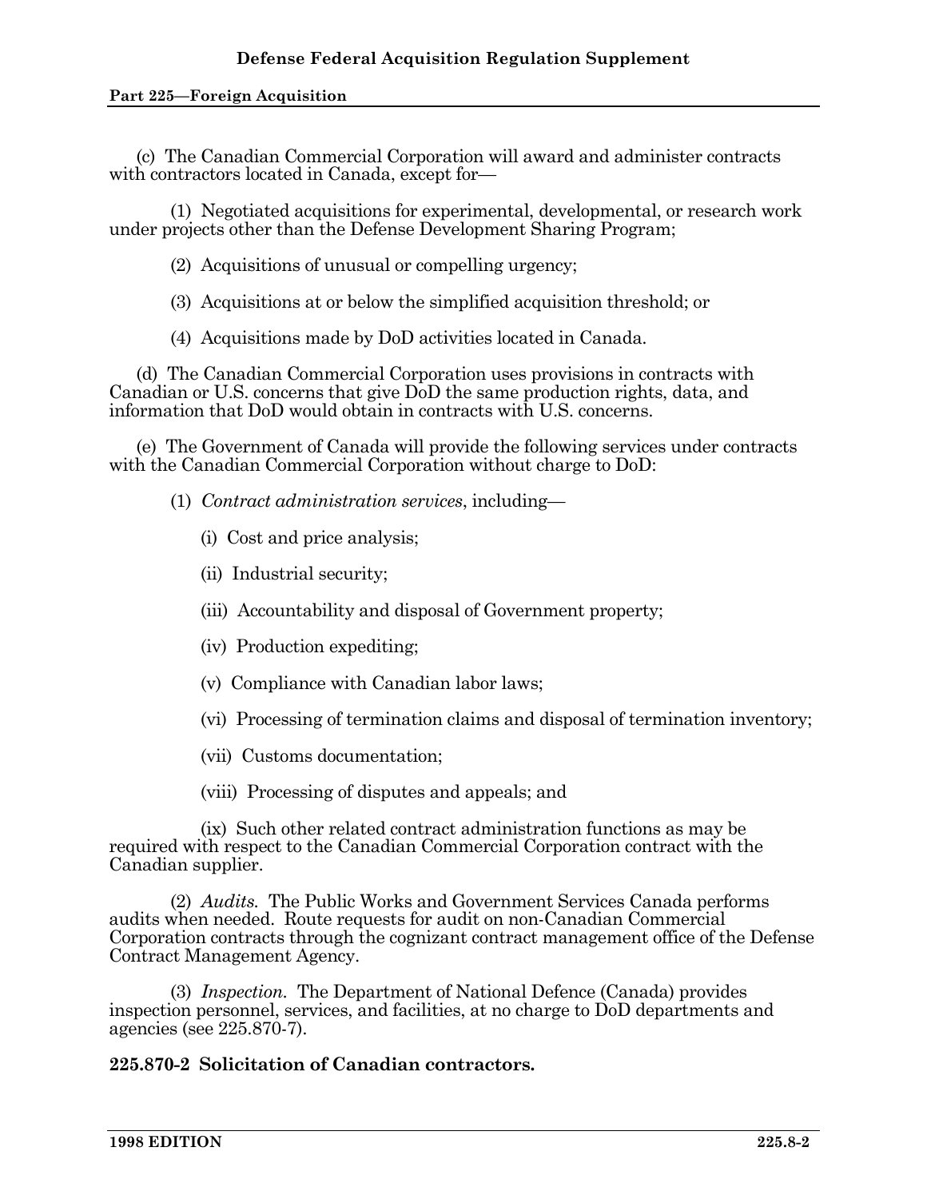(c) The Canadian Commercial Corporation will award and administer contracts with contractors located in Canada, except for—

(1) Negotiated acquisitions for experimental, developmental, or research work under projects other than the Defense Development Sharing Program;

(2) Acquisitions of unusual or compelling urgency;

(3) Acquisitions at or below the simplified acquisition threshold; or

(4) Acquisitions made by DoD activities located in Canada.

(d) The Canadian Commercial Corporation uses provisions in contracts with Canadian or U.S. concerns that give DoD the same production rights, data, and information that DoD would obtain in contracts with U.S. concerns.

(e) The Government of Canada will provide the following services under contracts with the Canadian Commercial Corporation without charge to DoD:

(1) *Contract administration services*, including—

(i) Cost and price analysis;

(ii) Industrial security;

(iii) Accountability and disposal of Government property;

(iv) Production expediting;

(v) Compliance with Canadian labor laws;

(vi) Processing of termination claims and disposal of termination inventory;

(vii) Customs documentation;

(viii) Processing of disputes and appeals; and

(ix) Such other related contract administration functions as may be required with respect to the Canadian Commercial Corporation contract with the Canadian supplier.

(2) *Audits.* The Public Works and Government Services Canada performs audits when needed. Route requests for audit on non-Canadian Commercial Corporation contracts through the cognizant contract management office of the Defense Contract Management Agency.

(3) *Inspection.* The Department of National Defence (Canada) provides inspection personnel, services, and facilities, at no charge to DoD departments and agencies (see 225.870-7).

**225.870-2 Solicitation of Canadian contractors.**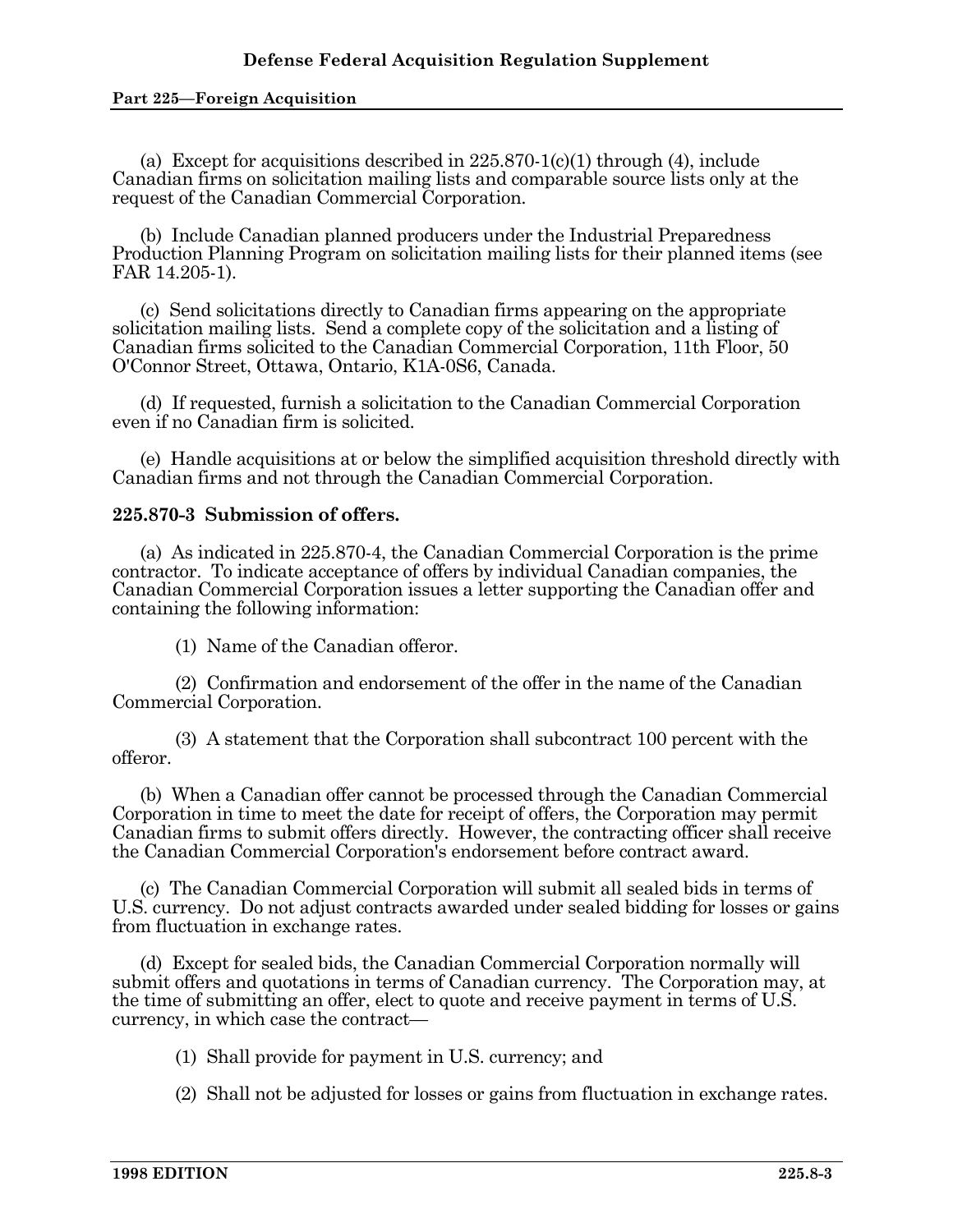(a) Except for acquisitions described in 225.870-1(c)(1) through (4), include Canadian firms on solicitation mailing lists and comparable source lists only at the request of the Canadian Commercial Corporation.

(b) Include Canadian planned producers under the Industrial Preparedness Production Planning Program on solicitation mailing lists for their planned items (see FAR 14.205-1).

(c) Send solicitations directly to Canadian firms appearing on the appropriate solicitation mailing lists. Send a complete copy of the solicitation and a listing of Canadian firms solicited to the Canadian Commercial Corporation, 11th Floor, 50 O'Connor Street, Ottawa, Ontario, K1A-0S6, Canada.

(d) If requested, furnish a solicitation to the Canadian Commercial Corporation even if no Canadian firm is solicited.

(e) Handle acquisitions at or below the simplified acquisition threshold directly with Canadian firms and not through the Canadian Commercial Corporation.

**225.870-3 Submission of offers.**

(a) As indicated in 225.870-4, the Canadian Commercial Corporation is the prime contractor. To indicate acceptance of offers by individual Canadian companies, the Canadian Commercial Corporation issues a letter supporting the Canadian offer and containing the following information:

(1) Name of the Canadian offeror.

(2) Confirmation and endorsement of the offer in the name of the Canadian Commercial Corporation.

(3) A statement that the Corporation shall subcontract 100 percent with the offeror.

(b) When a Canadian offer cannot be processed through the Canadian Commercial Corporation in time to meet the date for receipt of offers, the Corporation may permit Canadian firms to submit offers directly. However, the contracting officer shall receive the Canadian Commercial Corporation's endorsement before contract award.

(c) The Canadian Commercial Corporation will submit all sealed bids in terms of U.S. currency. Do not adjust contracts awarded under sealed bidding for losses or gains from fluctuation in exchange rates.

(d) Except for sealed bids, the Canadian Commercial Corporation normally will submit offers and quotations in terms of Canadian currency. The Corporation may, at the time of submitting an offer, elect to quote and receive payment in terms of U.S. currency, in which case the contract—

(1) Shall provide for payment in U.S. currency; and

(2) Shall not be adjusted for losses or gains from fluctuation in exchange rates.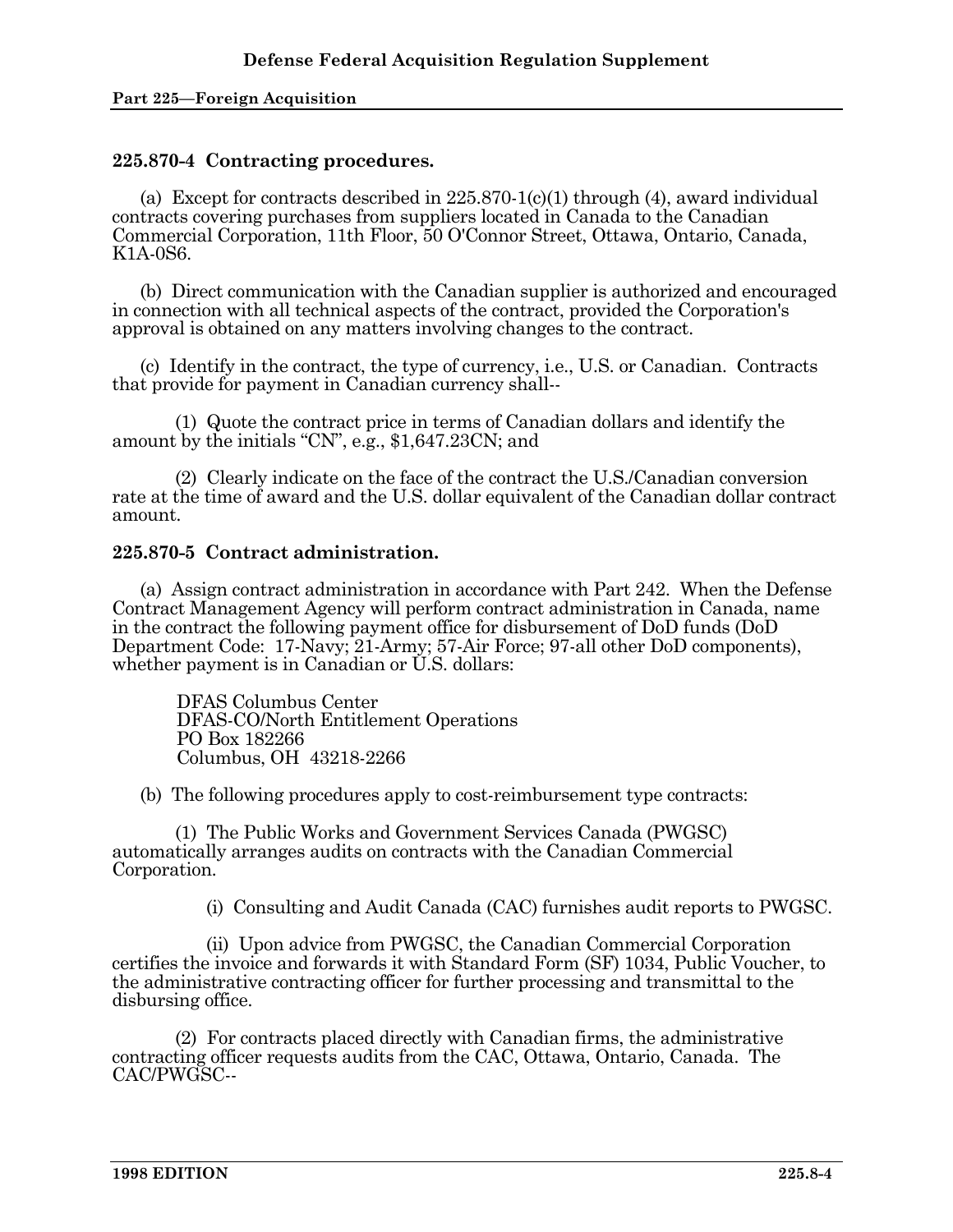**225.870-4 Contracting procedures.**

(a) Except for contracts described in 225.870-1(c)(1) through (4), award individual contracts covering purchases from suppliers located in Canada to the Canadian Commercial Corporation, 11th Floor, 50 O'Connor Street, Ottawa, Ontario, Canada, K1A-0S6.

(b) Direct communication with the Canadian supplier is authorized and encouraged in connection with all technical aspects of the contract, provided the Corporation's approval is obtained on any matters involving changes to the contract.

(c) Identify in the contract, the type of currency, i.e., U.S. or Canadian. Contracts that provide for payment in Canadian currency shall--

(1) Quote the contract price in terms of Canadian dollars and identify the amount by the initials "CN", e.g., $1,647.23CN; and

(2) Clearly indicate on the face of the contract the U.S./Canadian conversion rate at the time of award and the U.S. dollar equivalent of the Canadian dollar contract amount.

**225.870-5 Contract administration.**

(a) Assign contract administration in accordance with Part 242. When the Defense Contract Management Agency will perform contract administration in Canada, name in the contract the following payment office for disbursement of DoD funds (DoD Department Code: 17-Navy; 21-Army; 57-Air Force; 97-all other DoD components), whether payment is in Canadian or U.S. dollars:

DFAS Columbus Center
DFAS-CO/North Entitlement Operations
PO Box 182266
Columbus, OH 43218-2266

(b) The following procedures apply to cost-reimbursement type contracts:

(1) The Public Works and Government Services Canada (PWGSC) automatically arranges audits on contracts with the Canadian Commercial Corporation.

(i) Consulting and Audit Canada (CAC) furnishes audit reports to PWGSC.

(ii) Upon advice from PWGSC, the Canadian Commercial Corporation certifies the invoice and forwards it with Standard Form (SF) 1034, Public Voucher, to the administrative contracting officer for further processing and transmittal to the disbursing office.

(2) For contracts placed directly with Canadian firms, the administrative contracting officer requests audits from the CAC, Ottawa, Ontario, Canada. The CAC/PWGSC--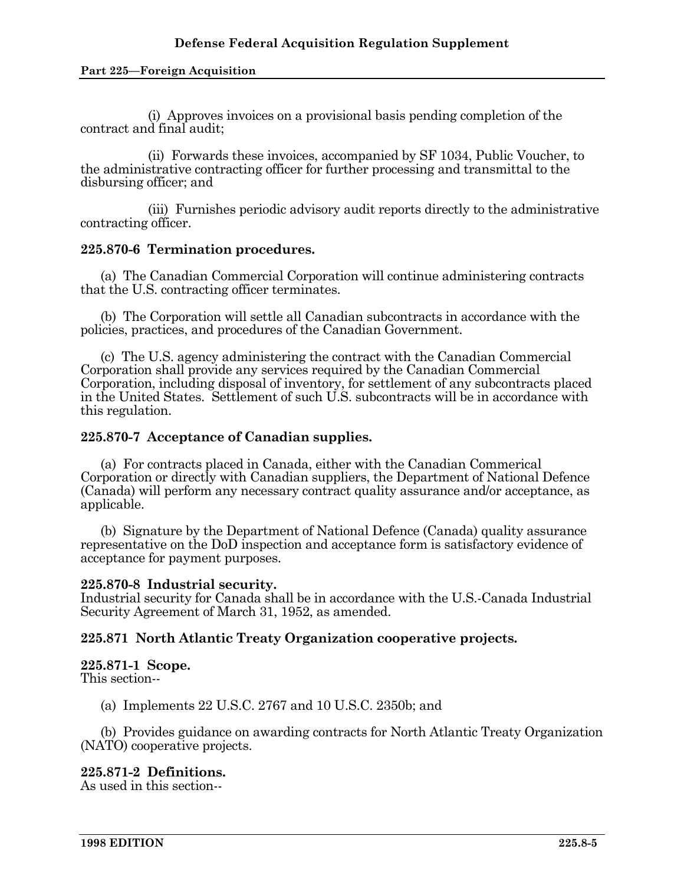(i) Approves invoices on a provisional basis pending completion of the contract and final audit;

(ii) Forwards these invoices, accompanied by SF 1034, Public Voucher, to the administrative contracting officer for further processing and transmittal to the disbursing officer; and

(iii) Furnishes periodic advisory audit reports directly to the administrative contracting officer.

**225.870-6 Termination procedures.**

(a) The Canadian Commercial Corporation will continue administering contracts that the U.S. contracting officer terminates.

(b) The Corporation will settle all Canadian subcontracts in accordance with the policies, practices, and procedures of the Canadian Government.

(c) The U.S. agency administering the contract with the Canadian Commercial Corporation shall provide any services required by the Canadian Commercial Corporation, including disposal of inventory, for settlement of any subcontracts placed in the United States. Settlement of such U.S. subcontracts will be in accordance with this regulation.

**225.870-7 Acceptance of Canadian supplies.**

(a) For contracts placed in Canada, either with the Canadian Commerical Corporation or directly with Canadian suppliers, the Department of National Defence (Canada) will perform any necessary contract quality assurance and/or acceptance, as applicable.

(b) Signature by the Department of National Defence (Canada) quality assurance representative on the DoD inspection and acceptance form is satisfactory evidence of acceptance for payment purposes.

**225.870-8 Industrial security.**
Industrial security for Canada shall be in accordance with the U.S.-Canada Industrial Security Agreement of March 31, 1952, as amended.

**225.871 North Atlantic Treaty Organization cooperative projects.**

**225.871-1 Scope.**
This section--

(a) Implements 22 U.S.C. 2767 and 10 U.S.C. 2350b; and

(b) Provides guidance on awarding contracts for North Atlantic Treaty Organization (NATO) cooperative projects.

**225.871-2 Definitions.**
As used in this section--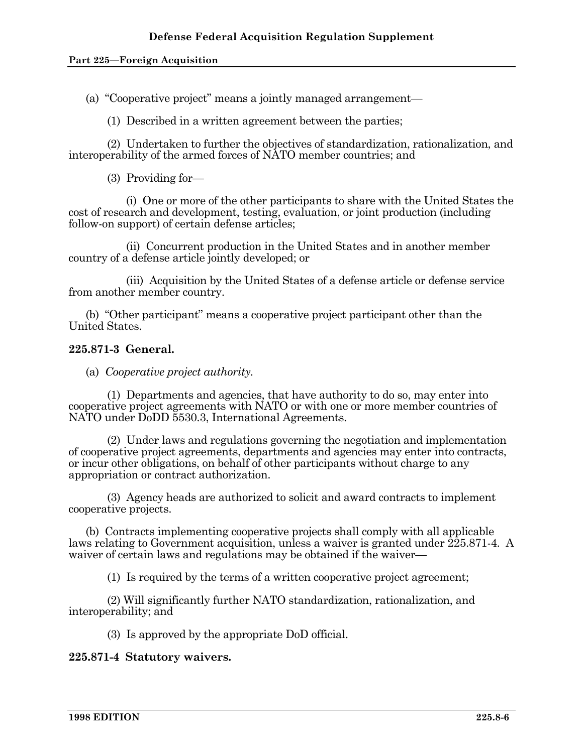(a) "Cooperative project" means a jointly managed arrangement—

(1) Described in a written agreement between the parties;

(2) Undertaken to further the objectives of standardization, rationalization, and interoperability of the armed forces of NATO member countries; and

(3) Providing for—

(i) One or more of the other participants to share with the United States the cost of research and development, testing, evaluation, or joint production (including follow-on support) of certain defense articles;

(ii) Concurrent production in the United States and in another member country of a defense article jointly developed; or

(iii) Acquisition by the United States of a defense article or defense service from another member country.

(b) "Other participant" means a cooperative project participant other than the United States.

### 225.871-3 General.

(a) *Cooperative project authority.*

(1) Departments and agencies, that have authority to do so, may enter into cooperative project agreements with NATO or with one or more member countries of NATO under DoDD 5530.3, International Agreements.

(2) Under laws and regulations governing the negotiation and implementation of cooperative project agreements, departments and agencies may enter into contracts, or incur other obligations, on behalf of other participants without charge to any appropriation or contract authorization.

(3) Agency heads are authorized to solicit and award contracts to implement cooperative projects.

(b) Contracts implementing cooperative projects shall comply with all applicable laws relating to Government acquisition, unless a waiver is granted under 225.871-4. A waiver of certain laws and regulations may be obtained if the waiver—

(1) Is required by the terms of a written cooperative project agreement;

(2) Will significantly further NATO standardization, rationalization, and interoperability; and

(3) Is approved by the appropriate DoD official.

### 225.871-4 Statutory waivers.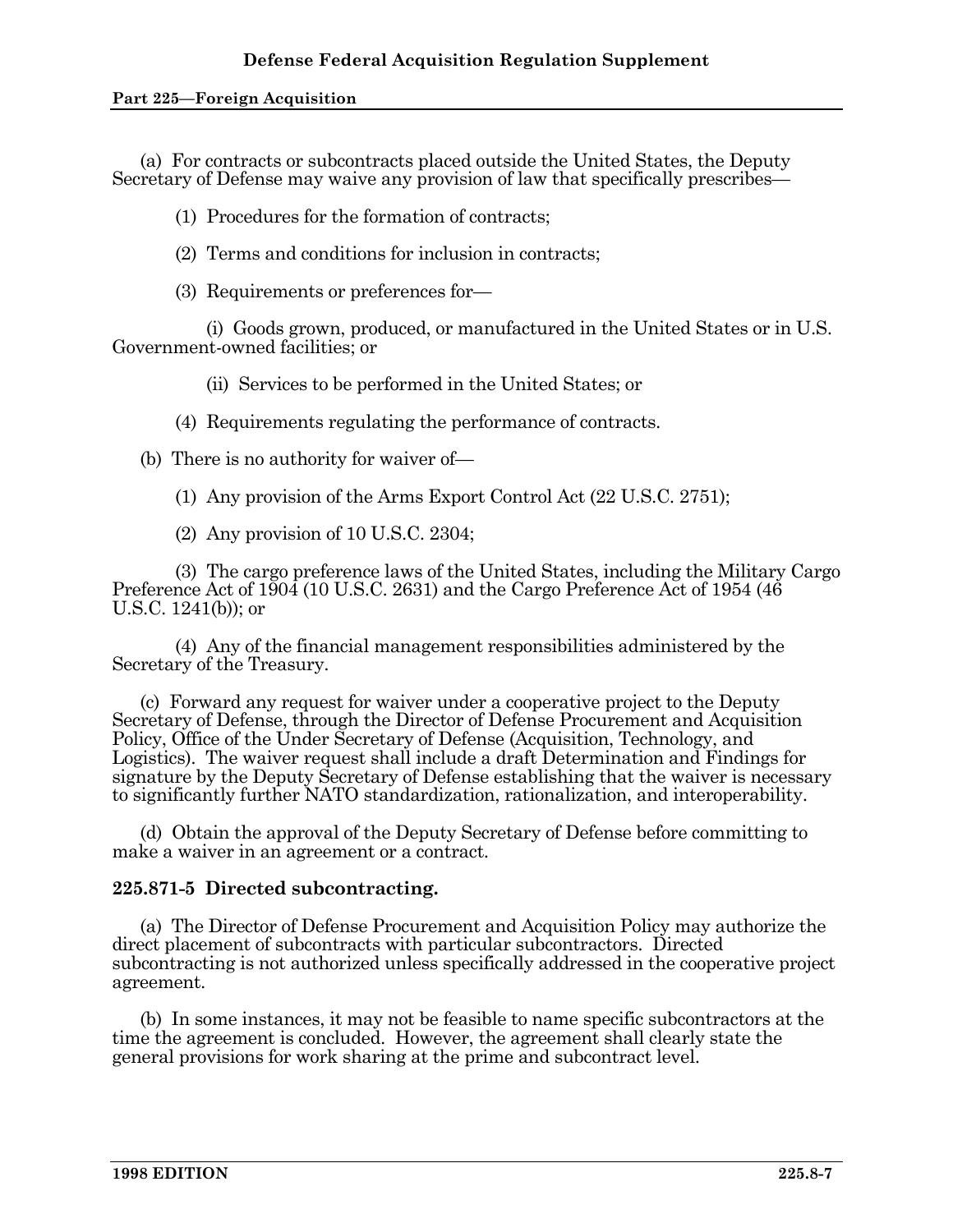(a) For contracts or subcontracts placed outside the United States, the Deputy Secretary of Defense may waive any provision of law that specifically prescribes—

(1) Procedures for the formation of contracts;

(2) Terms and conditions for inclusion in contracts;

(3) Requirements or preferences for—

(i) Goods grown, produced, or manufactured in the United States or in U.S. Government-owned facilities; or

(ii) Services to be performed in the United States; or

(4) Requirements regulating the performance of contracts.

(b) There is no authority for waiver of—

(1) Any provision of the Arms Export Control Act (22 U.S.C. 2751);

(2) Any provision of 10 U.S.C. 2304;

(3) The cargo preference laws of the United States, including the Military Cargo Preference Act of 1904 (10 U.S.C. 2631) and the Cargo Preference Act of 1954 (46 U.S.C. 1241(b)); or

(4) Any of the financial management responsibilities administered by the Secretary of the Treasury.

(c) Forward any request for waiver under a cooperative project to the Deputy Secretary of Defense, through the Director of Defense Procurement and Acquisition Policy, Office of the Under Secretary of Defense (Acquisition, Technology, and Logistics). The waiver request shall include a draft Determination and Findings for signature by the Deputy Secretary of Defense establishing that the waiver is necessary to significantly further NATO standardization, rationalization, and interoperability.

(d) Obtain the approval of the Deputy Secretary of Defense before committing to make a waiver in an agreement or a contract.

### 225.871-5 Directed subcontracting.

(a) The Director of Defense Procurement and Acquisition Policy may authorize the direct placement of subcontracts with particular subcontractors. Directed subcontracting is not authorized unless specifically addressed in the cooperative project agreement.

(b) In some instances, it may not be feasible to name specific subcontractors at the time the agreement is concluded. However, the agreement shall clearly state the general provisions for work sharing at the prime and subcontract level.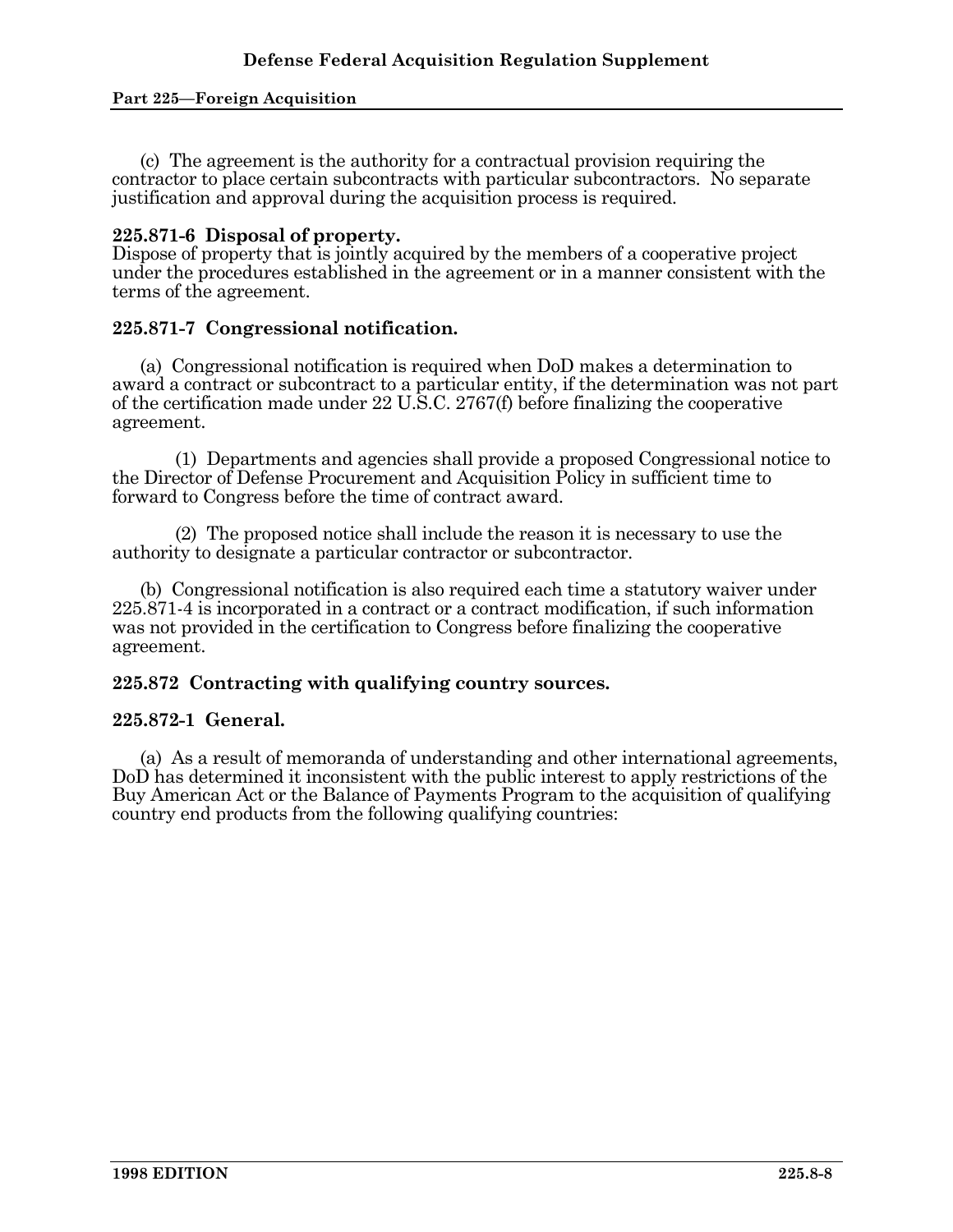(c) The agreement is the authority for a contractual provision requiring the contractor to place certain subcontracts with particular subcontractors. No separate justification and approval during the acquisition process is required.

### 225.871-6 Disposal of property.

Dispose of property that is jointly acquired by the members of a cooperative project under the procedures established in the agreement or in a manner consistent with the terms of the agreement.

### 225.871-7 Congressional notification.

(a) Congressional notification is required when DoD makes a determination to award a contract or subcontract to a particular entity, if the determination was not part of the certification made under 22 U.S.C. 2767(f) before finalizing the cooperative agreement.

(1) Departments and agencies shall provide a proposed Congressional notice to the Director of Defense Procurement and Acquisition Policy in sufficient time to forward to Congress before the time of contract award.

(2) The proposed notice shall include the reason it is necessary to use the authority to designate a particular contractor or subcontractor.

(b) Congressional notification is also required each time a statutory waiver under 225.871-4 is incorporated in a contract or a contract modification, if such information was not provided in the certification to Congress before finalizing the cooperative agreement.

### 225.872 Contracting with qualifying country sources.

### 225.872-1 General.

(a) As a result of memoranda of understanding and other international agreements, DoD has determined it inconsistent with the public interest to apply restrictions of the Buy American Act or the Balance of Payments Program to the acquisition of qualifying country end products from the following qualifying countries: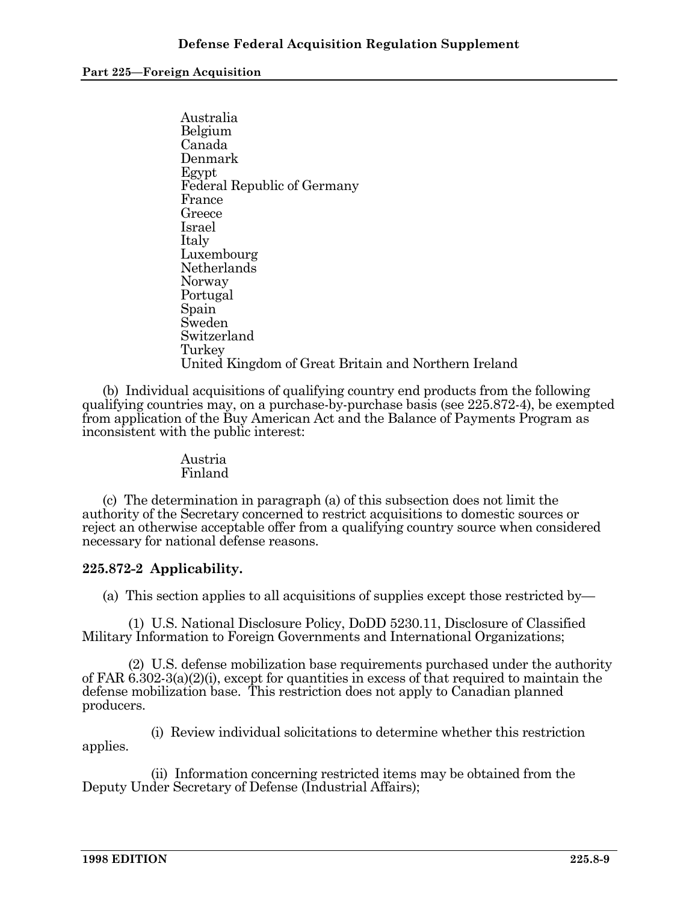Australia
Belgium
Canada
Denmark
Egypt
Federal Republic of Germany
France
Greece
Israel
Italy
Luxembourg
Netherlands
Norway
Portugal
Spain
Sweden
Switzerland
Turkey
United Kingdom of Great Britain and Northern Ireland

(b) Individual acquisitions of qualifying country end products from the following qualifying countries may, on a purchase-by-purchase basis (see 225.872-4), be exempted from application of the Buy American Act and the Balance of Payments Program as inconsistent with the public interest:

Austria
Finland

(c) The determination in paragraph (a) of this subsection does not limit the authority of the Secretary concerned to restrict acquisitions to domestic sources or reject an otherwise acceptable offer from a qualifying country source when considered necessary for national defense reasons.

**225.872-2 Applicability.**

(a) This section applies to all acquisitions of supplies except those restricted by—

(1) U.S. National Disclosure Policy, DoDD 5230.11, Disclosure of Classified Military Information to Foreign Governments and International Organizations;

(2) U.S. defense mobilization base requirements purchased under the authority of FAR 6.302-3(a)(2)(i), except for quantities in excess of that required to maintain the defense mobilization base. This restriction does not apply to Canadian planned producers.

(i) Review individual solicitations to determine whether this restriction applies.

(ii) Information concerning restricted items may be obtained from the Deputy Under Secretary of Defense (Industrial Affairs);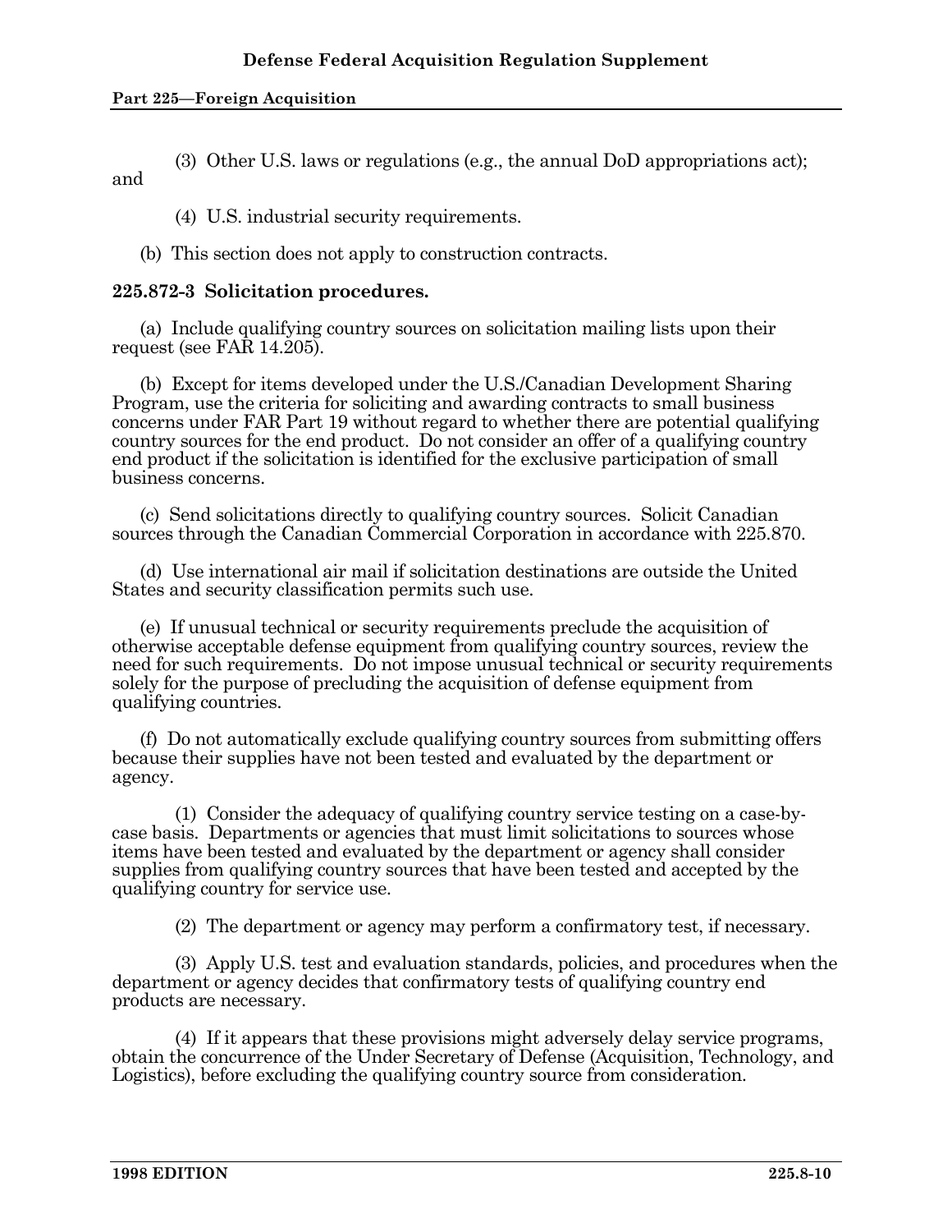(3) Other U.S. laws or regulations (e.g., the annual DoD appropriations act); and

(4) U.S. industrial security requirements.

(b) This section does not apply to construction contracts.

**225.872-3 Solicitation procedures.**

(a) Include qualifying country sources on solicitation mailing lists upon their request (see FAR 14.205).

(b) Except for items developed under the U.S./Canadian Development Sharing Program, use the criteria for soliciting and awarding contracts to small business concerns under FAR Part 19 without regard to whether there are potential qualifying country sources for the end product. Do not consider an offer of a qualifying country end product if the solicitation is identified for the exclusive participation of small business concerns.

(c) Send solicitations directly to qualifying country sources. Solicit Canadian sources through the Canadian Commercial Corporation in accordance with 225.870.

(d) Use international air mail if solicitation destinations are outside the United States and security classification permits such use.

(e) If unusual technical or security requirements preclude the acquisition of otherwise acceptable defense equipment from qualifying country sources, review the need for such requirements. Do not impose unusual technical or security requirements solely for the purpose of precluding the acquisition of defense equipment from qualifying countries.

(f) Do not automatically exclude qualifying country sources from submitting offers because their supplies have not been tested and evaluated by the department or agency.

(1) Consider the adequacy of qualifying country service testing on a case-by-case basis. Departments or agencies that must limit solicitations to sources whose items have been tested and evaluated by the department or agency shall consider supplies from qualifying country sources that have been tested and accepted by the qualifying country for service use.

(2) The department or agency may perform a confirmatory test, if necessary.

(3) Apply U.S. test and evaluation standards, policies, and procedures when the department or agency decides that confirmatory tests of qualifying country end products are necessary.

(4) If it appears that these provisions might adversely delay service programs, obtain the concurrence of the Under Secretary of Defense (Acquisition, Technology, and Logistics), before excluding the qualifying country source from consideration.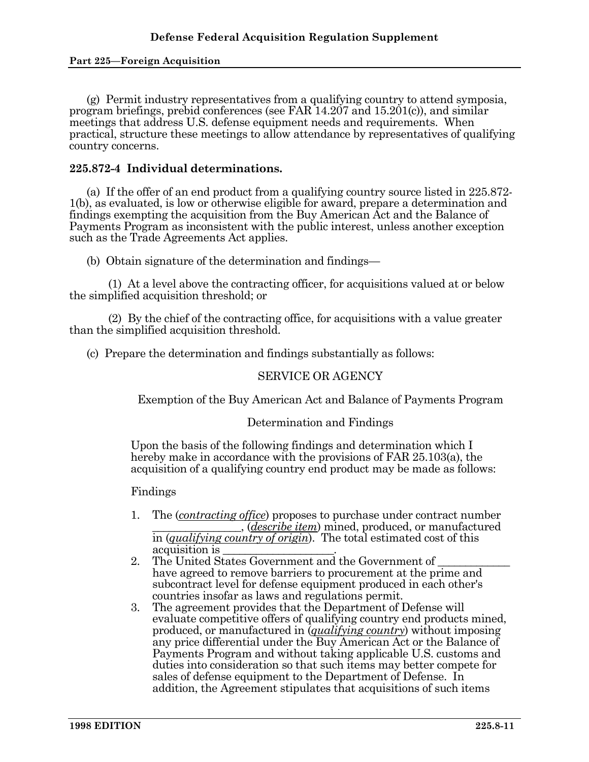(g) Permit industry representatives from a qualifying country to attend symposia, program briefings, prebid conferences (see FAR 14.207 and 15.201(c)), and similar meetings that address U.S. defense equipment needs and requirements. When practical, structure these meetings to allow attendance by representatives of qualifying country concerns.

### 225.872-4 Individual determinations.

(a) If the offer of an end product from a qualifying country source listed in 225.872-1(b), as evaluated, is low or otherwise eligible for award, prepare a determination and findings exempting the acquisition from the Buy American Act and the Balance of Payments Program as inconsistent with the public interest, unless another exception such as the Trade Agreements Act applies.

(b) Obtain signature of the determination and findings—

(1) At a level above the contracting officer, for acquisitions valued at or below the simplified acquisition threshold; or

(2) By the chief of the contracting office, for acquisitions with a value greater than the simplified acquisition threshold.

(c) Prepare the determination and findings substantially as follows:

SERVICE OR AGENCY

Exemption of the Buy American Act and Balance of Payments Program

Determination and Findings

Upon the basis of the following findings and determination which I hereby make in accordance with the provisions of FAR 25.103(a), the acquisition of a qualifying country end product may be made as follows:

Findings

1. The (*contracting office*) proposes to purchase under contract number ______________, (*describe item*) mined, produced, or manufactured in (*qualifying country of origin*). The total estimated cost of this acquisition is __________________.
2. The United States Government and the Government of ____________ have agreed to remove barriers to procurement at the prime and subcontract level for defense equipment produced in each other's countries insofar as laws and regulations permit.
3. The agreement provides that the Department of Defense will evaluate competitive offers of qualifying country end products mined, produced, or manufactured in (*qualifying country*) without imposing any price differential under the Buy American Act or the Balance of Payments Program and without taking applicable U.S. customs and duties into consideration so that such items may better compete for sales of defense equipment to the Department of Defense. In addition, the Agreement stipulates that acquisitions of such items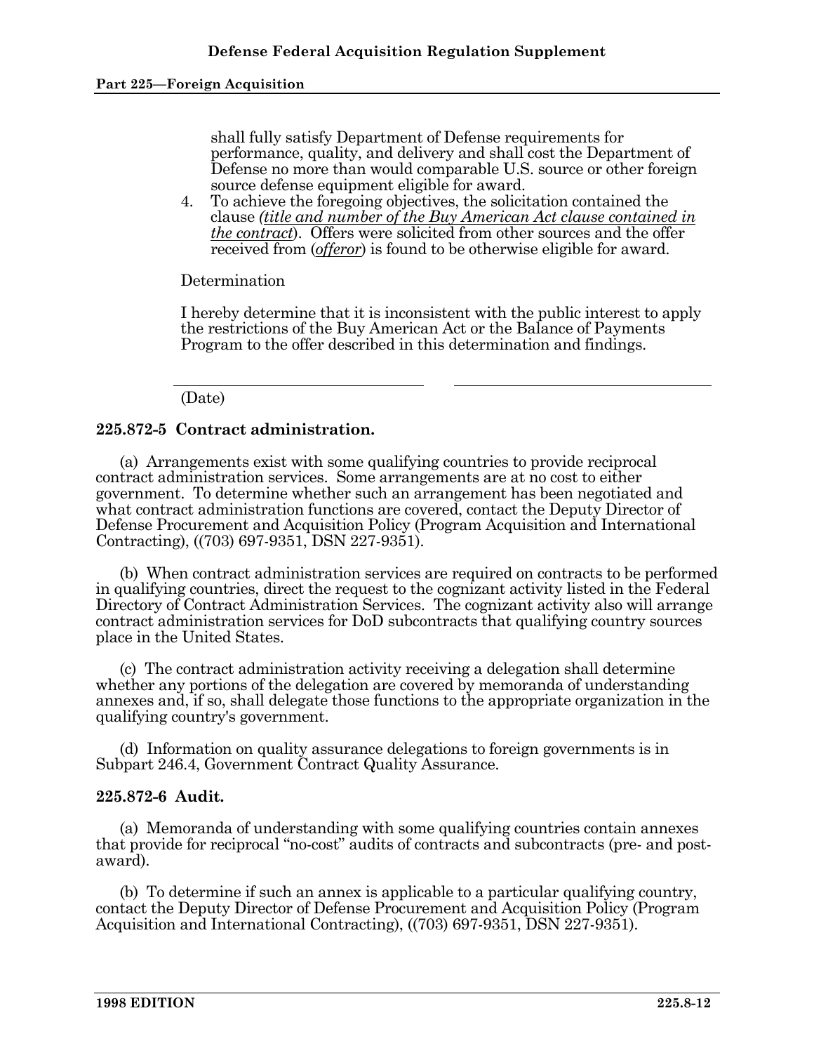shall fully satisfy Department of Defense requirements for performance, quality, and delivery and shall cost the Department of Defense no more than would comparable U.S. source or other foreign source defense equipment eligible for award.

4. To achieve the foregoing objectives, the solicitation contained the clause *(title and number of the Buy American Act clause contained in the contract)*. Offers were solicited from other sources and the offer received from (*offeror*) is found to be otherwise eligible for award.

Determination

I hereby determine that it is inconsistent with the public interest to apply the restrictions of the Buy American Act or the Balance of Payments Program to the offer described in this determination and findings.

\_\_\_\_\_\_\_\_\_\_\_\_\_\_\_\_\_\_\_\_\_\_\_\_\_\_\_\_\_\_ \_\_\_\_\_\_\_\_\_\_\_\_\_\_\_\_\_\_\_\_\_\_\_\_\_\_\_\_\_\_

(Date)

**225.872-5 Contract administration.**

(a) Arrangements exist with some qualifying countries to provide reciprocal contract administration services. Some arrangements are at no cost to either government. To determine whether such an arrangement has been negotiated and what contract administration functions are covered, contact the Deputy Director of Defense Procurement and Acquisition Policy (Program Acquisition and International Contracting), ((703) 697-9351, DSN 227-9351).

(b) When contract administration services are required on contracts to be performed in qualifying countries, direct the request to the cognizant activity listed in the Federal Directory of Contract Administration Services. The cognizant activity also will arrange contract administration services for DoD subcontracts that qualifying country sources place in the United States.

(c) The contract administration activity receiving a delegation shall determine whether any portions of the delegation are covered by memoranda of understanding annexes and, if so, shall delegate those functions to the appropriate organization in the qualifying country's government.

(d) Information on quality assurance delegations to foreign governments is in Subpart 246.4, Government Contract Quality Assurance.

**225.872-6 Audit.**

(a) Memoranda of understanding with some qualifying countries contain annexes that provide for reciprocal "no-cost" audits of contracts and subcontracts (pre- and post-award).

(b) To determine if such an annex is applicable to a particular qualifying country, contact the Deputy Director of Defense Procurement and Acquisition Policy (Program Acquisition and International Contracting), ((703) 697-9351, DSN 227-9351).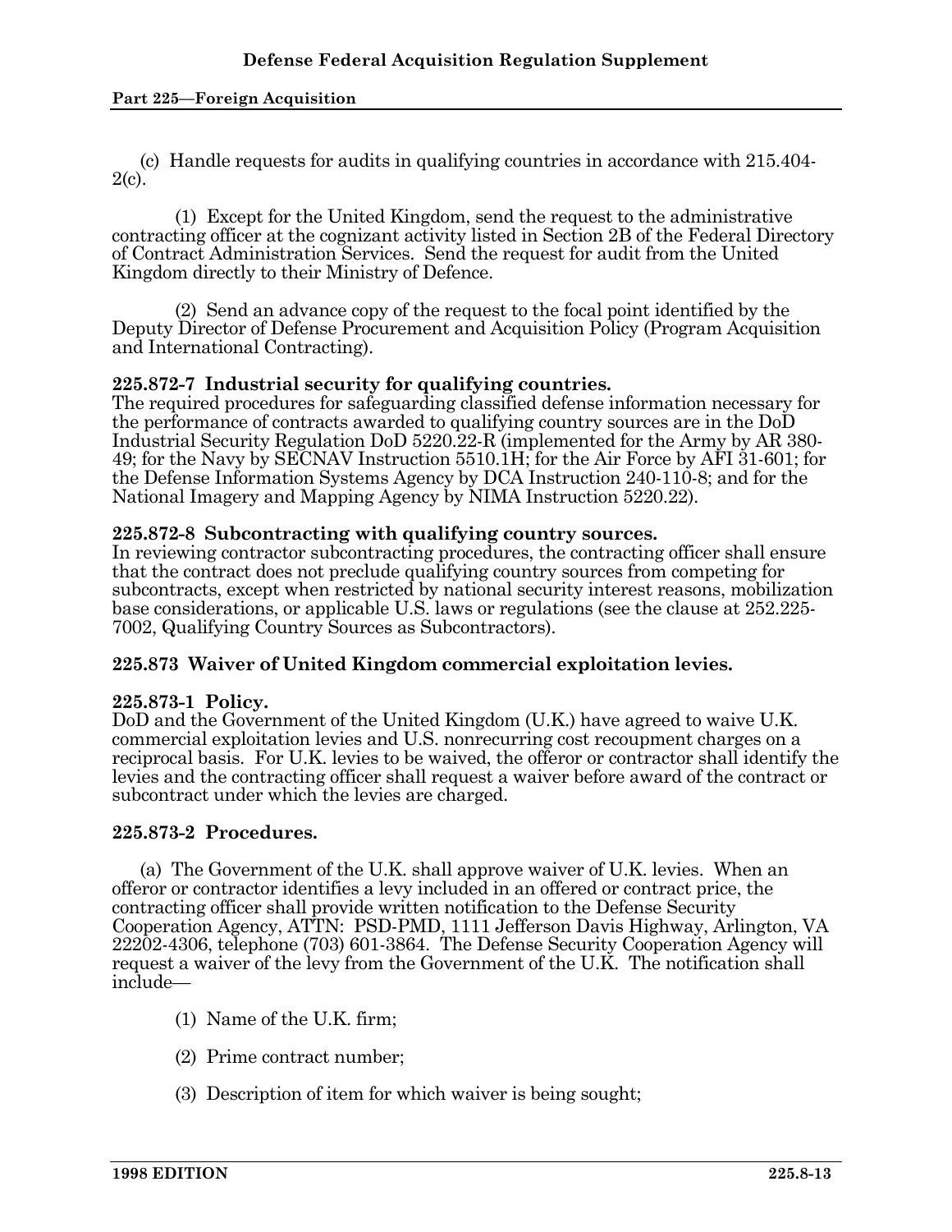(c) Handle requests for audits in qualifying countries in accordance with 215.404-2(c).

(1) Except for the United Kingdom, send the request to the administrative contracting officer at the cognizant activity listed in Section 2B of the Federal Directory of Contract Administration Services. Send the request for audit from the United Kingdom directly to their Ministry of Defence.

(2) Send an advance copy of the request to the focal point identified by the Deputy Director of Defense Procurement and Acquisition Policy (Program Acquisition and International Contracting).

**225.872-7 Industrial security for qualifying countries.**

The required procedures for safeguarding classified defense information necessary for the performance of contracts awarded to qualifying country sources are in the DoD Industrial Security Regulation DoD 5220.22-R (implemented for the Army by AR 380-49; for the Navy by SECNAV Instruction 5510.1H; for the Air Force by AFI 31-601; for the Defense Information Systems Agency by DCA Instruction 240-110-8; and for the National Imagery and Mapping Agency by NIMA Instruction 5220.22).

**225.872-8 Subcontracting with qualifying country sources.**

In reviewing contractor subcontracting procedures, the contracting officer shall ensure that the contract does not preclude qualifying country sources from competing for subcontracts, except when restricted by national security interest reasons, mobilization base considerations, or applicable U.S. laws or regulations (see the clause at 252.225-7002, Qualifying Country Sources as Subcontractors).

**225.873 Waiver of United Kingdom commercial exploitation levies.**

**225.873-1 Policy.**

DoD and the Government of the United Kingdom (U.K.) have agreed to waive U.K. commercial exploitation levies and U.S. nonrecurring cost recoupment charges on a reciprocal basis. For U.K. levies to be waived, the offeror or contractor shall identify the levies and the contracting officer shall request a waiver before award of the contract or subcontract under which the levies are charged.

**225.873-2 Procedures.**

(a) The Government of the U.K. shall approve waiver of U.K. levies. When an offeror or contractor identifies a levy included in an offered or contract price, the contracting officer shall provide written notification to the Defense Security Cooperation Agency, ATTN: PSD-PMD, 1111 Jefferson Davis Highway, Arlington, VA 22202-4306, telephone (703) 601-3864. The Defense Security Cooperation Agency will request a waiver of the levy from the Government of the U.K. The notification shall include—

(1) Name of the U.K. firm;

(2) Prime contract number;

(3) Description of item for which waiver is being sought;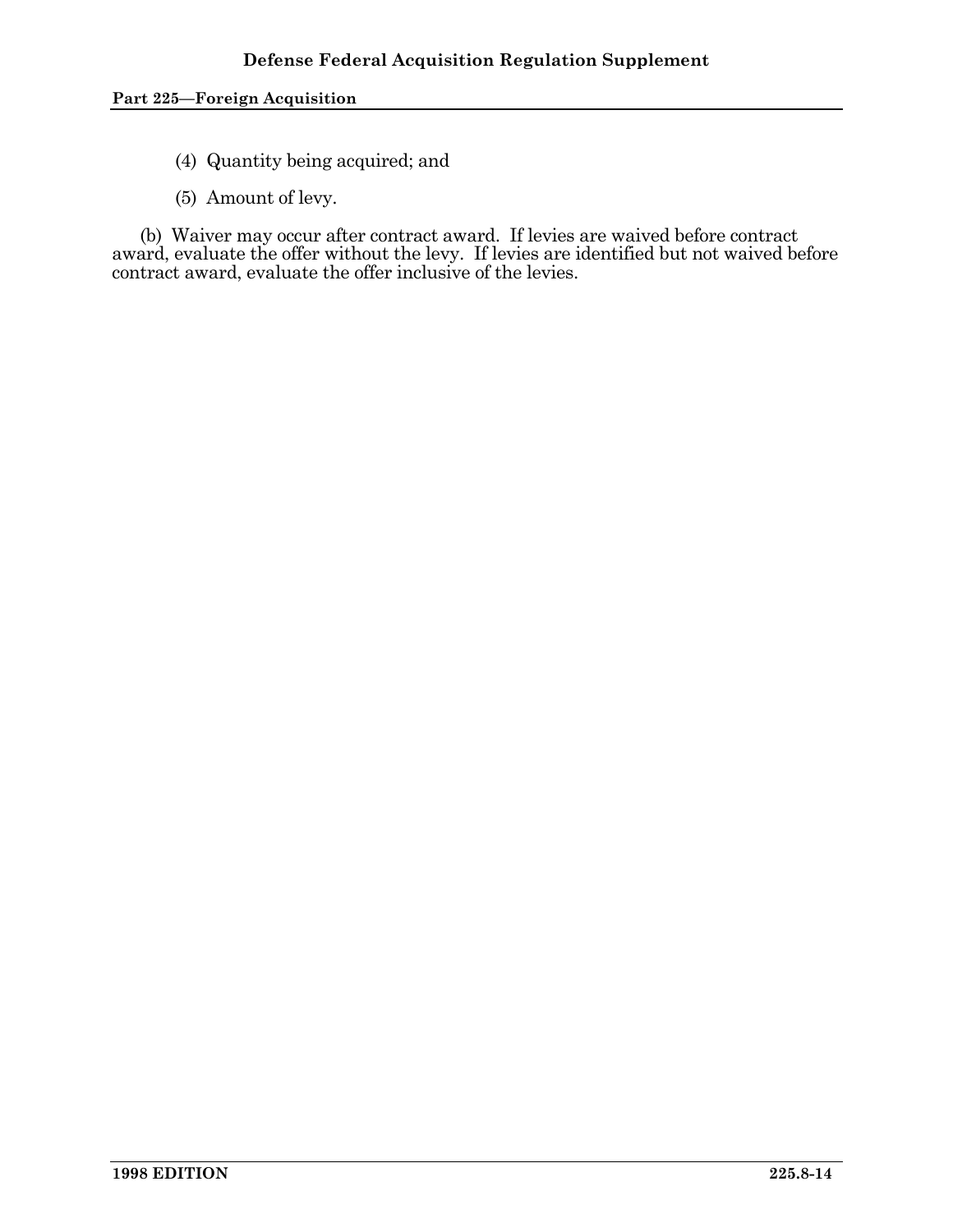(4) Quantity being acquired; and

(5) Amount of levy.

(b) Waiver may occur after contract award. If levies are waived before contract award, evaluate the offer without the levy. If levies are identified but not waived before contract award, evaluate the offer inclusive of the levies.